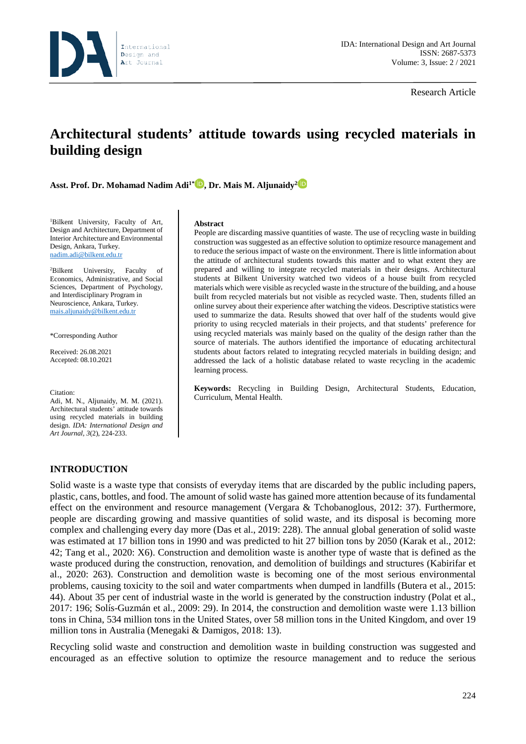Research Article

# Architectural students' attitude towards using recycled materials in building design

**Asst. Prof. Dr. Mohamad Nadim Adi[1*], Dr. Mais M. Aljunaidy[2]**

[1]Bilkent University, Faculty of Art, Design and Architecture, Department of Interior Architecture and Environmental Design, Ankara, Turkey.
nadim.adi@bilkent.edu.tr

[2]Bilkent University, Faculty of Economics, Administrative, and Social Sciences, Department of Psychology, and Interdisciplinary Program in Neuroscience, Ankara, Turkey.
mais.aljunaidy@bilkent.edu.tr

*Corresponding Author

Received: 26.08.2021
Accepted: 08.10.2021

Citation:
Adi, M. N., Aljunaidy, M. M. (2021). Architectural students' attitude towards using recycled materials in building design. *IDA: International Design and Art Journal*, *3*(2), 224-233.

**Abstract**

People are discarding massive quantities of waste. The use of recycling waste in building construction was suggested as an effective solution to optimize resource management and to reduce the serious impact of waste on the environment. There is little information about the attitude of architectural students towards this matter and to what extent they are prepared and willing to integrate recycled materials in their designs. Architectural students at Bilkent University watched two videos of a house built from recycled materials which were visible as recycled waste in the structure of the building, and a house built from recycled materials but not visible as recycled waste. Then, students filled an online survey about their experience after watching the videos. Descriptive statistics were used to summarize the data. Results showed that over half of the students would give priority to using recycled materials in their projects, and that students' preference for using recycled materials was mainly based on the quality of the design rather than the source of materials. The authors identified the importance of educating architectural students about factors related to integrating recycled materials in building design; and addressed the lack of a holistic database related to waste recycling in the academic learning process.

**Keywords:** Recycling in Building Design, Architectural Students, Education, Curriculum, Mental Health.

## INTRODUCTION

Solid waste is a waste type that consists of everyday items that are discarded by the public including papers, plastic, cans, bottles, and food. The amount of solid waste has gained more attention because of its fundamental effect on the environment and resource management (Vergara & Tchobanoglous, 2012: 37). Furthermore, people are discarding growing and massive quantities of solid waste, and its disposal is becoming more complex and challenging every day more (Das et al., 2019: 228). The annual global generation of solid waste was estimated at 17 billion tons in 1990 and was predicted to hit 27 billion tons by 2050 (Karak et al., 2012: 42; Tang et al., 2020: X6). Construction and demolition waste is another type of waste that is defined as the waste produced during the construction, renovation, and demolition of buildings and structures (Kabirifar et al., 2020: 263). Construction and demolition waste is becoming one of the most serious environmental problems, causing toxicity to the soil and water compartments when dumped in landfills (Butera et al., 2015: 44). About 35 per cent of industrial waste in the world is generated by the construction industry (Polat et al., 2017: 196; Solís-Guzmán et al., 2009: 29). In 2014, the construction and demolition waste were 1.13 billion tons in China, 534 million tons in the United States, over 58 million tons in the United Kingdom, and over 19 million tons in Australia (Menegaki & Damigos, 2018: 13).

Recycling solid waste and construction and demolition waste in building construction was suggested and encouraged as an effective solution to optimize the resource management and to reduce the serious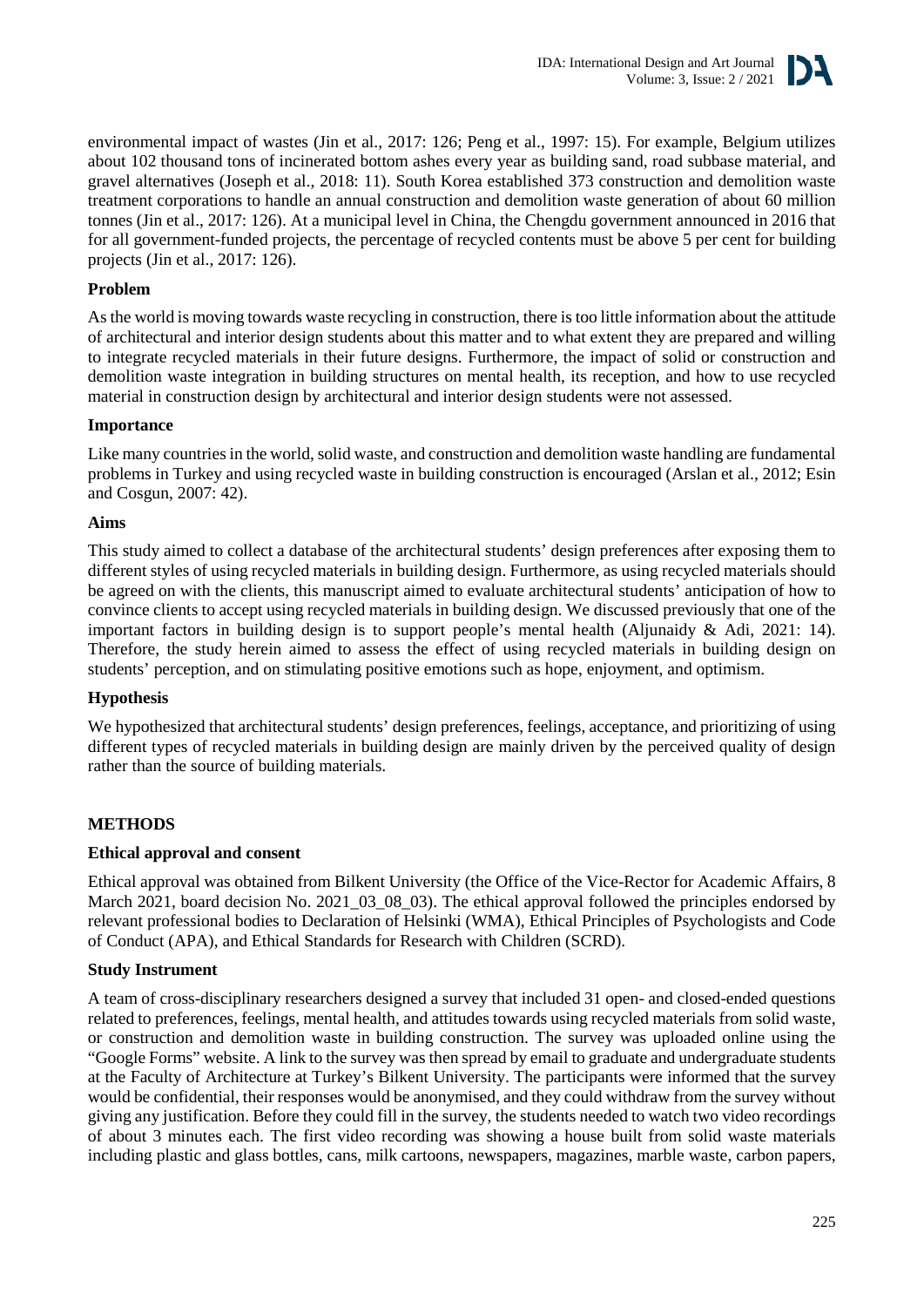environmental impact of wastes (Jin et al., 2017: 126; Peng et al., 1997: 15). For example, Belgium utilizes about 102 thousand tons of incinerated bottom ashes every year as building sand, road subbase material, and gravel alternatives (Joseph et al., 2018: 11). South Korea established 373 construction and demolition waste treatment corporations to handle an annual construction and demolition waste generation of about 60 million tonnes (Jin et al., 2017: 126). At a municipal level in China, the Chengdu government announced in 2016 that for all government-funded projects, the percentage of recycled contents must be above 5 per cent for building projects (Jin et al., 2017: 126).

**Problem**

As the world is moving towards waste recycling in construction, there is too little information about the attitude of architectural and interior design students about this matter and to what extent they are prepared and willing to integrate recycled materials in their future designs. Furthermore, the impact of solid or construction and demolition waste integration in building structures on mental health, its reception, and how to use recycled material in construction design by architectural and interior design students were not assessed.

**Importance**

Like many countries in the world, solid waste, and construction and demolition waste handling are fundamental problems in Turkey and using recycled waste in building construction is encouraged (Arslan et al., 2012; Esin and Cosgun, 2007: 42).

**Aims**

This study aimed to collect a database of the architectural students' design preferences after exposing them to different styles of using recycled materials in building design. Furthermore, as using recycled materials should be agreed on with the clients, this manuscript aimed to evaluate architectural students' anticipation of how to convince clients to accept using recycled materials in building design. We discussed previously that one of the important factors in building design is to support people's mental health (Aljunaidy & Adi, 2021: 14). Therefore, the study herein aimed to assess the effect of using recycled materials in building design on students' perception, and on stimulating positive emotions such as hope, enjoyment, and optimism.

**Hypothesis**

We hypothesized that architectural students' design preferences, feelings, acceptance, and prioritizing of using different types of recycled materials in building design are mainly driven by the perceived quality of design rather than the source of building materials.

## METHODS

**Ethical approval and consent**

Ethical approval was obtained from Bilkent University (the Office of the Vice-Rector for Academic Affairs, 8 March 2021, board decision No. 2021_03_08_03). The ethical approval followed the principles endorsed by relevant professional bodies to Declaration of Helsinki (WMA), Ethical Principles of Psychologists and Code of Conduct (APA), and Ethical Standards for Research with Children (SCRD).

**Study Instrument**

A team of cross-disciplinary researchers designed a survey that included 31 open- and closed-ended questions related to preferences, feelings, mental health, and attitudes towards using recycled materials from solid waste, or construction and demolition waste in building construction. The survey was uploaded online using the "Google Forms" website. A link to the survey was then spread by email to graduate and undergraduate students at the Faculty of Architecture at Turkey's Bilkent University. The participants were informed that the survey would be confidential, their responses would be anonymised, and they could withdraw from the survey without giving any justification. Before they could fill in the survey, the students needed to watch two video recordings of about 3 minutes each. The first video recording was showing a house built from solid waste materials including plastic and glass bottles, cans, milk cartoons, newspapers, magazines, marble waste, carbon papers,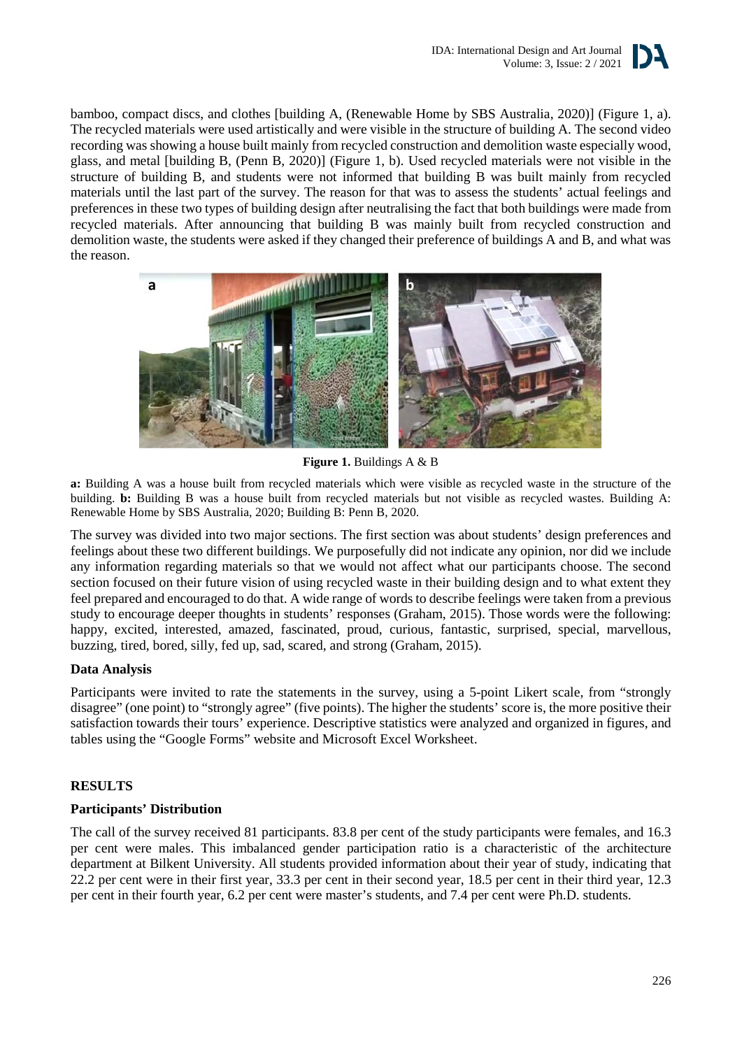bamboo, compact discs, and clothes [building A, (Renewable Home by SBS Australia, 2020)] (Figure 1, a). The recycled materials were used artistically and were visible in the structure of building A. The second video recording was showing a house built mainly from recycled construction and demolition waste especially wood, glass, and metal [building B, (Penn B, 2020)] (Figure 1, b). Used recycled materials were not visible in the structure of building B, and students were not informed that building B was built mainly from recycled materials until the last part of the survey. The reason for that was to assess the students' actual feelings and preferences in these two types of building design after neutralising the fact that both buildings were made from recycled materials. After announcing that building B was mainly built from recycled construction and demolition waste, the students were asked if they changed their preference of buildings A and B, and what was the reason.

**Figure 1.** Buildings A & B

**a:** Building A was a house built from recycled materials which were visible as recycled waste in the structure of the building. **b:** Building B was a house built from recycled materials but not visible as recycled wastes. Building A: Renewable Home by SBS Australia, 2020; Building B: Penn B, 2020.

The survey was divided into two major sections. The first section was about students' design preferences and feelings about these two different buildings. We purposefully did not indicate any opinion, nor did we include any information regarding materials so that we would not affect what our participants choose. The second section focused on their future vision of using recycled waste in their building design and to what extent they feel prepared and encouraged to do that. A wide range of words to describe feelings were taken from a previous study to encourage deeper thoughts in students' responses (Graham, 2015). Those words were the following: happy, excited, interested, amazed, fascinated, proud, curious, fantastic, surprised, special, marvellous, buzzing, tired, bored, silly, fed up, sad, scared, and strong (Graham, 2015).

### Data Analysis

Participants were invited to rate the statements in the survey, using a 5-point Likert scale, from "strongly disagree" (one point) to "strongly agree" (five points). The higher the students' score is, the more positive their satisfaction towards their tours' experience. Descriptive statistics were analyzed and organized in figures, and tables using the "Google Forms" website and Microsoft Excel Worksheet.

## RESULTS

### Participants' Distribution

The call of the survey received 81 participants. 83.8 per cent of the study participants were females, and 16.3 per cent were males. This imbalanced gender participation ratio is a characteristic of the architecture department at Bilkent University. All students provided information about their year of study, indicating that 22.2 per cent were in their first year, 33.3 per cent in their second year, 18.5 per cent in their third year, 12.3 per cent in their fourth year, 6.2 per cent were master's students, and 7.4 per cent were Ph.D. students.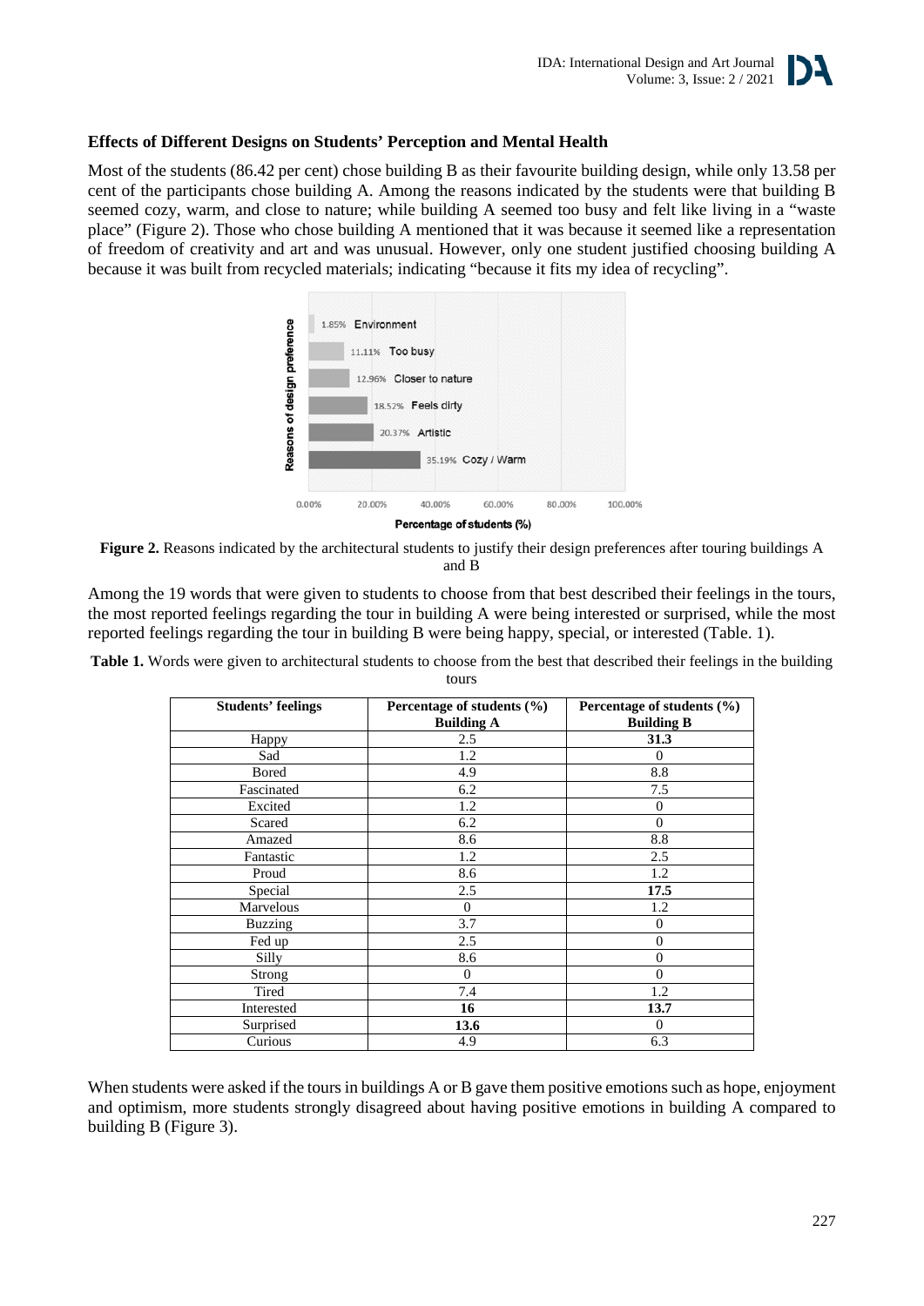### Effects of Different Designs on Students' Perception and Mental Health

Most of the students (86.42 per cent) chose building B as their favourite building design, while only 13.58 per cent of the participants chose building A. Among the reasons indicated by the students were that building B seemed cozy, warm, and close to nature; while building A seemed too busy and felt like living in a "waste place" (Figure 2). Those who chose building A mentioned that it was because it seemed like a representation of freedom of creativity and art and was unusual. However, only one student justified choosing building A because it was built from recycled materials; indicating "because it fits my idea of recycling".

**Figure 2.** Reasons indicated by the architectural students to justify their design preferences after touring buildings A and B

Among the 19 words that were given to students to choose from that best described their feelings in the tours, the most reported feelings regarding the tour in building A were being interested or surprised, while the most reported feelings regarding the tour in building B were being happy, special, or interested (Table. 1).

**Table 1.** Words were given to architectural students to choose from the best that described their feelings in the building tours

| Students' feelings | Percentage of students (%) Building A | Percentage of students (%) Building B |
|---|---|---|
| Happy | 2.5 | **31.3** |
| Sad | 1.2 | 0 |
| Bored | 4.9 | 8.8 |
| Fascinated | 6.2 | 7.5 |
| Excited | 1.2 | 0 |
| Scared | 6.2 | 0 |
| Amazed | 8.6 | 8.8 |
| Fantastic | 1.2 | 2.5 |
| Proud | 8.6 | 1.2 |
| Special | 2.5 | **17.5** |
| Marvelous | 0 | 1.2 |
| Buzzing | 3.7 | 0 |
| Fed up | 2.5 | 0 |
| Silly | 8.6 | 0 |
| Strong | 0 | 0 |
| Tired | 7.4 | 1.2 |
| Interested | **16** | **13.7** |
| Surprised | **13.6** | 0 |
| Curious | 4.9 | 6.3 |

When students were asked if the tours in buildings A or B gave them positive emotions such as hope, enjoyment and optimism, more students strongly disagreed about having positive emotions in building A compared to building B (Figure 3).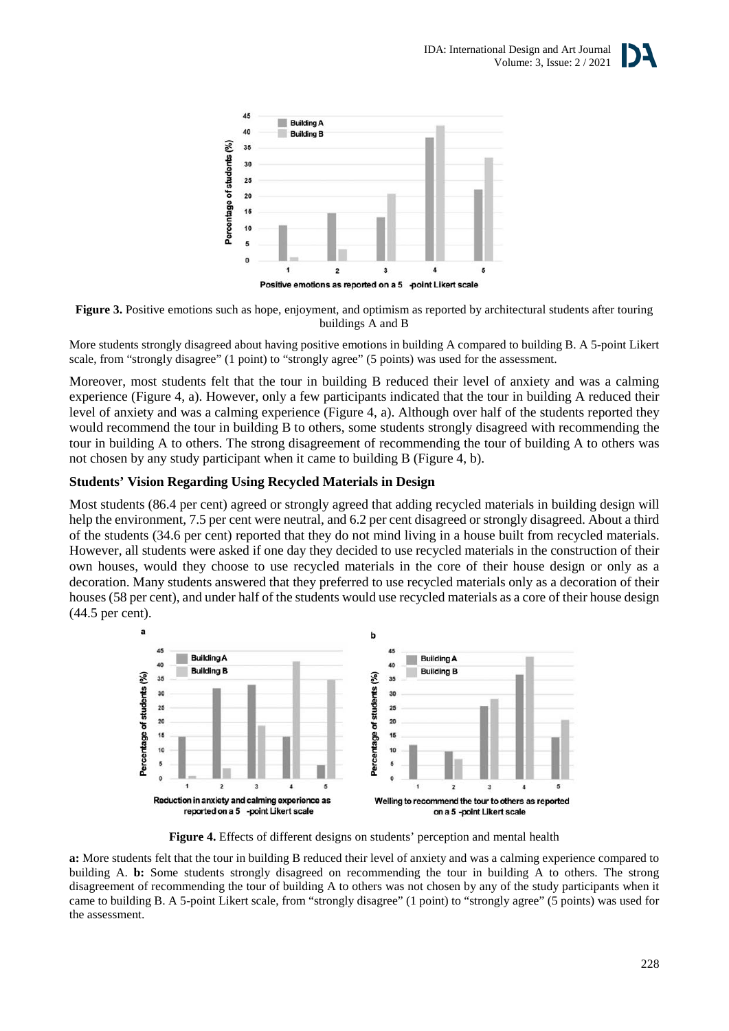**Figure 3.** Positive emotions such as hope, enjoyment, and optimism as reported by architectural students after touring buildings A and B

More students strongly disagreed about having positive emotions in building A compared to building B. A 5-point Likert scale, from "strongly disagree" (1 point) to "strongly agree" (5 points) was used for the assessment.

Moreover, most students felt that the tour in building B reduced their level of anxiety and was a calming experience (Figure 4, a). However, only a few participants indicated that the tour in building A reduced their level of anxiety and was a calming experience (Figure 4, a). Although over half of the students reported they would recommend the tour in building B to others, some students strongly disagreed with recommending the tour in building A to others. The strong disagreement of recommending the tour of building A to others was not chosen by any study participant when it came to building B (Figure 4, b).

### Students' Vision Regarding Using Recycled Materials in Design

Most students (86.4 per cent) agreed or strongly agreed that adding recycled materials in building design will help the environment, 7.5 per cent were neutral, and 6.2 per cent disagreed or strongly disagreed. About a third of the students (34.6 per cent) reported that they do not mind living in a house built from recycled materials. However, all students were asked if one day they decided to use recycled materials in the construction of their own houses, would they choose to use recycled materials in the core of their house design or only as a decoration. Many students answered that they preferred to use recycled materials only as a decoration of their houses (58 per cent), and under half of the students would use recycled materials as a core of their house design (44.5 per cent).

**Figure 4.** Effects of different designs on students' perception and mental health

**a:** More students felt that the tour in building B reduced their level of anxiety and was a calming experience compared to building A. **b:** Some students strongly disagreed on recommending the tour in building A to others. The strong disagreement of recommending the tour of building A to others was not chosen by any of the study participants when it came to building B. A 5-point Likert scale, from "strongly disagree" (1 point) to "strongly agree" (5 points) was used for the assessment.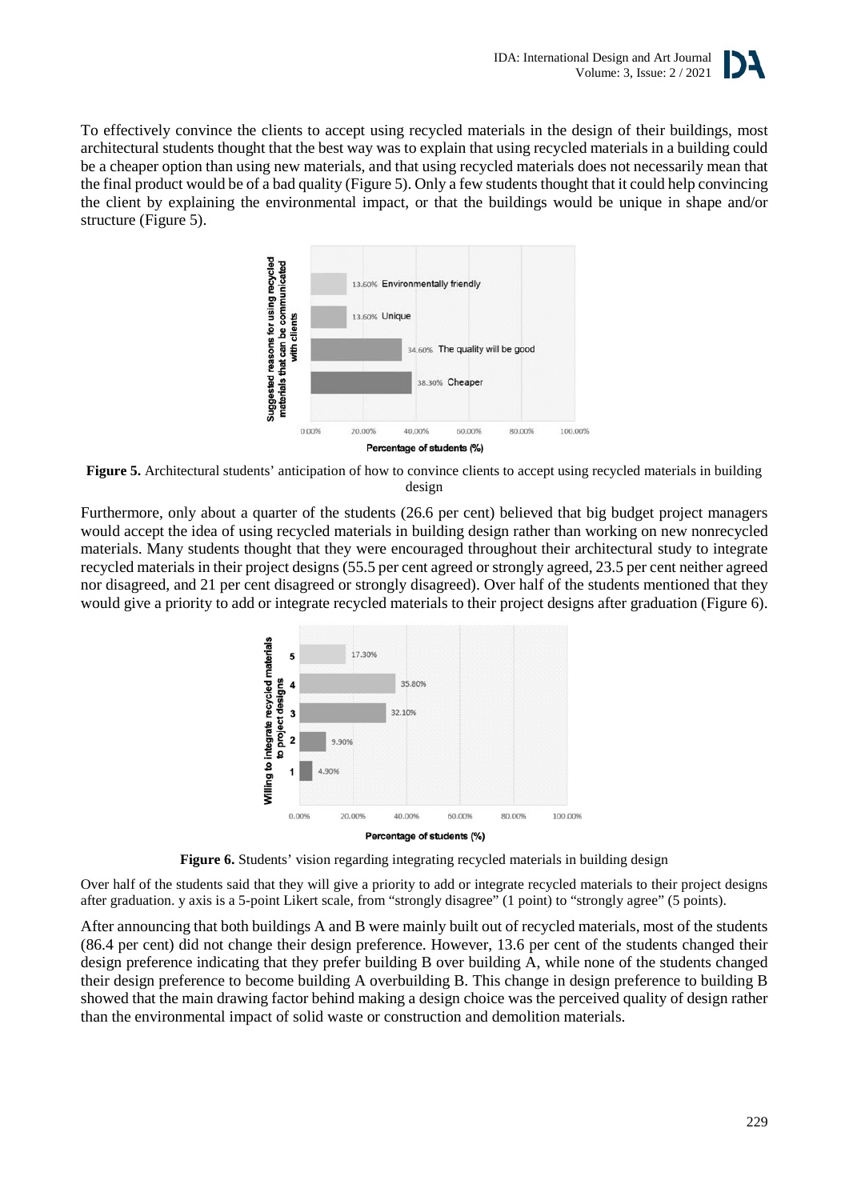To effectively convince the clients to accept using recycled materials in the design of their buildings, most architectural students thought that the best way was to explain that using recycled materials in a building could be a cheaper option than using new materials, and that using recycled materials does not necessarily mean that the final product would be of a bad quality (Figure 5). Only a few students thought that it could help convincing the client by explaining the environmental impact, or that the buildings would be unique in shape and/or structure (Figure 5).

**Figure 5.** Architectural students' anticipation of how to convince clients to accept using recycled materials in building design

Furthermore, only about a quarter of the students (26.6 per cent) believed that big budget project managers would accept the idea of using recycled materials in building design rather than working on new nonrecycled materials. Many students thought that they were encouraged throughout their architectural study to integrate recycled materials in their project designs (55.5 per cent agreed or strongly agreed, 23.5 per cent neither agreed nor disagreed, and 21 per cent disagreed or strongly disagreed). Over half of the students mentioned that they would give a priority to add or integrate recycled materials to their project designs after graduation (Figure 6).

**Figure 6.** Students' vision regarding integrating recycled materials in building design

Over half of the students said that they will give a priority to add or integrate recycled materials to their project designs after graduation. y axis is a 5-point Likert scale, from "strongly disagree" (1 point) to "strongly agree" (5 points).

After announcing that both buildings A and B were mainly built out of recycled materials, most of the students (86.4 per cent) did not change their design preference. However, 13.6 per cent of the students changed their design preference indicating that they prefer building B over building A, while none of the students changed their design preference to become building A overbuilding B. This change in design preference to building B showed that the main drawing factor behind making a design choice was the perceived quality of design rather than the environmental impact of solid waste or construction and demolition materials.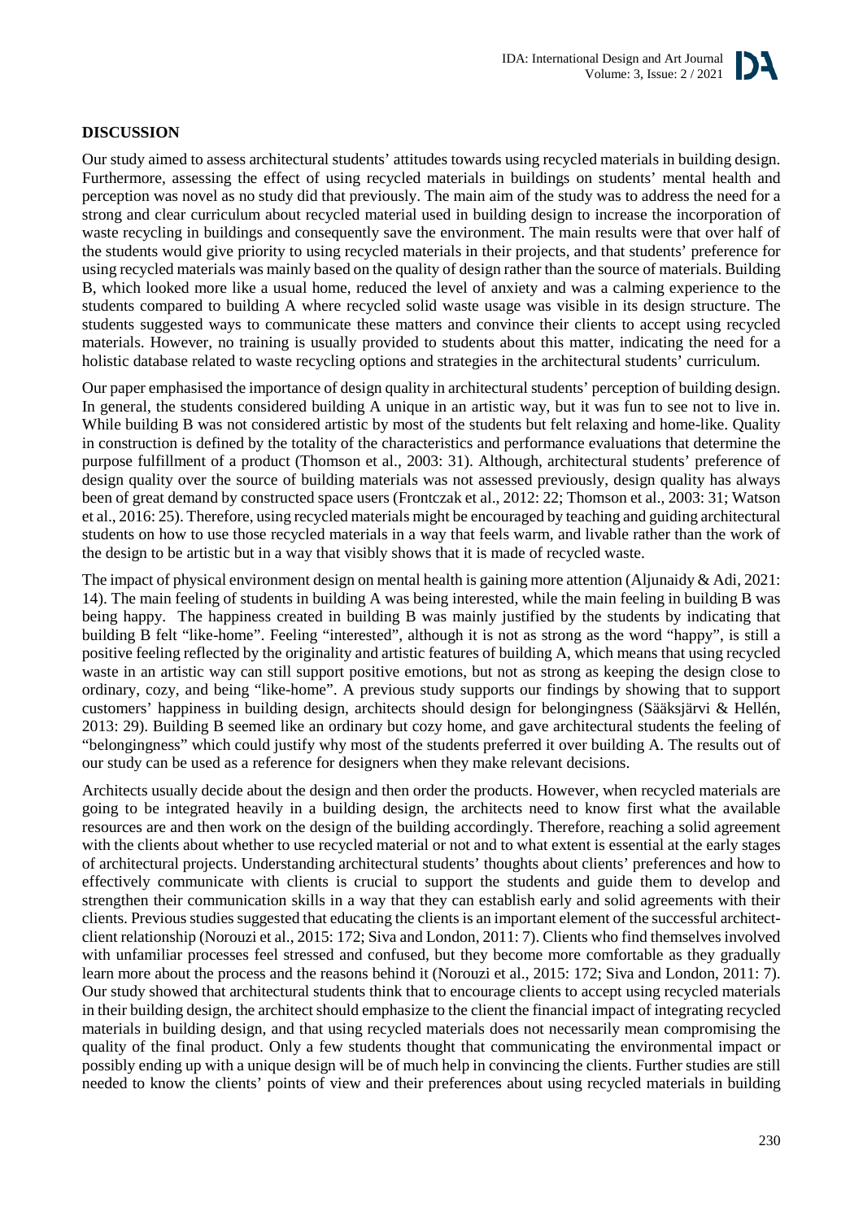## DISCUSSION

Our study aimed to assess architectural students' attitudes towards using recycled materials in building design. Furthermore, assessing the effect of using recycled materials in buildings on students' mental health and perception was novel as no study did that previously. The main aim of the study was to address the need for a strong and clear curriculum about recycled material used in building design to increase the incorporation of waste recycling in buildings and consequently save the environment. The main results were that over half of the students would give priority to using recycled materials in their projects, and that students' preference for using recycled materials was mainly based on the quality of design rather than the source of materials. Building B, which looked more like a usual home, reduced the level of anxiety and was a calming experience to the students compared to building A where recycled solid waste usage was visible in its design structure. The students suggested ways to communicate these matters and convince their clients to accept using recycled materials. However, no training is usually provided to students about this matter, indicating the need for a holistic database related to waste recycling options and strategies in the architectural students' curriculum.

Our paper emphasised the importance of design quality in architectural students' perception of building design. In general, the students considered building A unique in an artistic way, but it was fun to see not to live in. While building B was not considered artistic by most of the students but felt relaxing and home-like. Quality in construction is defined by the totality of the characteristics and performance evaluations that determine the purpose fulfillment of a product (Thomson et al., 2003: 31). Although, architectural students' preference of design quality over the source of building materials was not assessed previously, design quality has always been of great demand by constructed space users (Frontczak et al., 2012: 22; Thomson et al., 2003: 31; Watson et al., 2016: 25). Therefore, using recycled materials might be encouraged by teaching and guiding architectural students on how to use those recycled materials in a way that feels warm, and livable rather than the work of the design to be artistic but in a way that visibly shows that it is made of recycled waste.

The impact of physical environment design on mental health is gaining more attention (Aljunaidy & Adi, 2021: 14). The main feeling of students in building A was being interested, while the main feeling in building B was being happy. The happiness created in building B was mainly justified by the students by indicating that building B felt "like-home". Feeling "interested", although it is not as strong as the word "happy", is still a positive feeling reflected by the originality and artistic features of building A, which means that using recycled waste in an artistic way can still support positive emotions, but not as strong as keeping the design close to ordinary, cozy, and being "like-home". A previous study supports our findings by showing that to support customers' happiness in building design, architects should design for belongingness (Sääksjärvi & Hellén, 2013: 29). Building B seemed like an ordinary but cozy home, and gave architectural students the feeling of "belongingness" which could justify why most of the students preferred it over building A. The results out of our study can be used as a reference for designers when they make relevant decisions.

Architects usually decide about the design and then order the products. However, when recycled materials are going to be integrated heavily in a building design, the architects need to know first what the available resources are and then work on the design of the building accordingly. Therefore, reaching a solid agreement with the clients about whether to use recycled material or not and to what extent is essential at the early stages of architectural projects. Understanding architectural students' thoughts about clients' preferences and how to effectively communicate with clients is crucial to support the students and guide them to develop and strengthen their communication skills in a way that they can establish early and solid agreements with their clients. Previous studies suggested that educating the clients is an important element of the successful architect-client relationship (Norouzi et al., 2015: 172; Siva and London, 2011: 7). Clients who find themselves involved with unfamiliar processes feel stressed and confused, but they become more comfortable as they gradually learn more about the process and the reasons behind it (Norouzi et al., 2015: 172; Siva and London, 2011: 7). Our study showed that architectural students think that to encourage clients to accept using recycled materials in their building design, the architect should emphasize to the client the financial impact of integrating recycled materials in building design, and that using recycled materials does not necessarily mean compromising the quality of the final product. Only a few students thought that communicating the environmental impact or possibly ending up with a unique design will be of much help in convincing the clients. Further studies are still needed to know the clients' points of view and their preferences about using recycled materials in building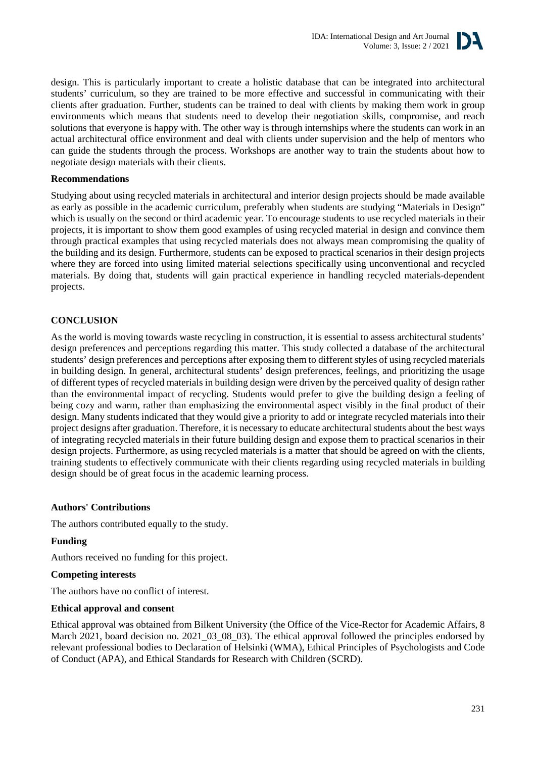design. This is particularly important to create a holistic database that can be integrated into architectural students' curriculum, so they are trained to be more effective and successful in communicating with their clients after graduation. Further, students can be trained to deal with clients by making them work in group environments which means that students need to develop their negotiation skills, compromise, and reach solutions that everyone is happy with. The other way is through internships where the students can work in an actual architectural office environment and deal with clients under supervision and the help of mentors who can guide the students through the process. Workshops are another way to train the students about how to negotiate design materials with their clients.

**Recommendations**

Studying about using recycled materials in architectural and interior design projects should be made available as early as possible in the academic curriculum, preferably when students are studying "Materials in Design" which is usually on the second or third academic year. To encourage students to use recycled materials in their projects, it is important to show them good examples of using recycled material in design and convince them through practical examples that using recycled materials does not always mean compromising the quality of the building and its design. Furthermore, students can be exposed to practical scenarios in their design projects where they are forced into using limited material selections specifically using unconventional and recycled materials. By doing that, students will gain practical experience in handling recycled materials-dependent projects.

## CONCLUSION

As the world is moving towards waste recycling in construction, it is essential to assess architectural students' design preferences and perceptions regarding this matter. This study collected a database of the architectural students' design preferences and perceptions after exposing them to different styles of using recycled materials in building design. In general, architectural students' design preferences, feelings, and prioritizing the usage of different types of recycled materials in building design were driven by the perceived quality of design rather than the environmental impact of recycling. Students would prefer to give the building design a feeling of being cozy and warm, rather than emphasizing the environmental aspect visibly in the final product of their design. Many students indicated that they would give a priority to add or integrate recycled materials into their project designs after graduation. Therefore, it is necessary to educate architectural students about the best ways of integrating recycled materials in their future building design and expose them to practical scenarios in their design projects. Furthermore, as using recycled materials is a matter that should be agreed on with the clients, training students to effectively communicate with their clients regarding using recycled materials in building design should be of great focus in the academic learning process.

**Authors' Contributions**

The authors contributed equally to the study.

**Funding**

Authors received no funding for this project.

**Competing interests**

The authors have no conflict of interest.

**Ethical approval and consent**

Ethical approval was obtained from Bilkent University (the Office of the Vice-Rector for Academic Affairs, 8 March 2021, board decision no. 2021_03_08_03). The ethical approval followed the principles endorsed by relevant professional bodies to Declaration of Helsinki (WMA), Ethical Principles of Psychologists and Code of Conduct (APA), and Ethical Standards for Research with Children (SCRD).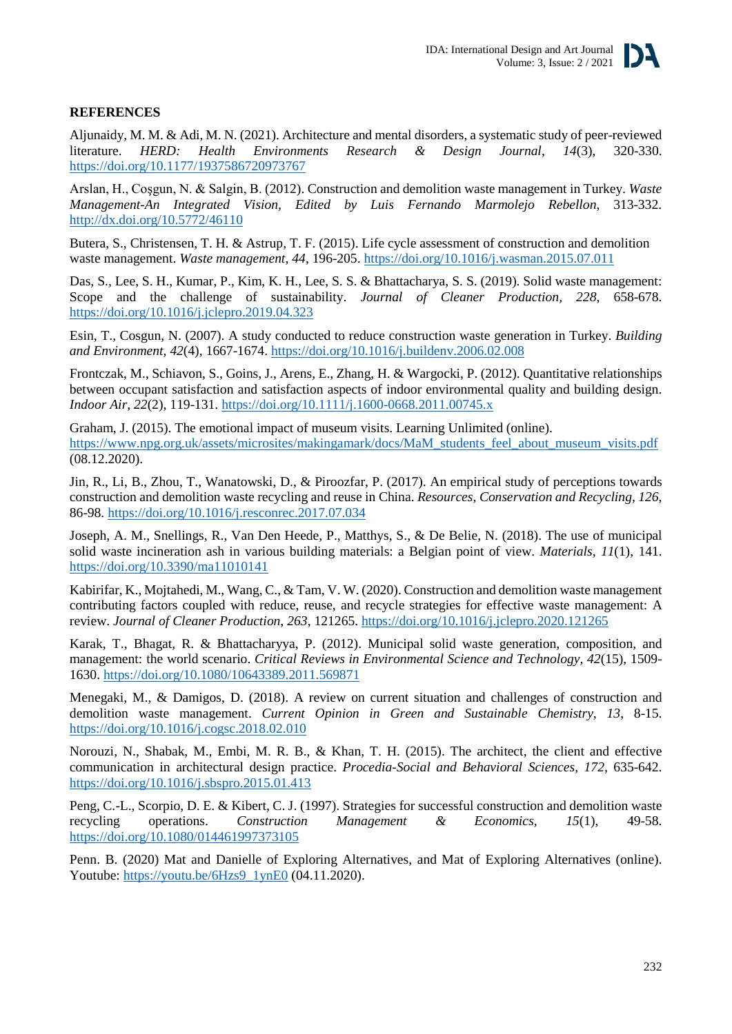## REFERENCES

Aljunaidy, M. M. & Adi, M. N. (2021). Architecture and mental disorders, a systematic study of peer-reviewed literature. *HERD: Health Environments Research & Design Journal*, *14*(3), 320-330. https://doi.org/10.1177/1937586720973767

Arslan, H., Coşgun, N. & Salgin, B. (2012). Construction and demolition waste management in Turkey. *Waste Management-An Integrated Vision, Edited by Luis Fernando Marmolejo Rebellon*, 313-332. http://dx.doi.org/10.5772/46110

Butera, S., Christensen, T. H. & Astrup, T. F. (2015). Life cycle assessment of construction and demolition waste management. *Waste management, 44*, 196-205. https://doi.org/10.1016/j.wasman.2015.07.011

Das, S., Lee, S. H., Kumar, P., Kim, K. H., Lee, S. S. & Bhattacharya, S. S. (2019). Solid waste management: Scope and the challenge of sustainability. *Journal of Cleaner Production, 228*, 658-678. https://doi.org/10.1016/j.jclepro.2019.04.323

Esin, T., Cosgun, N. (2007). A study conducted to reduce construction waste generation in Turkey. *Building and Environment, 42*(4), 1667-1674. https://doi.org/10.1016/j.buildenv.2006.02.008

Frontczak, M., Schiavon, S., Goins, J., Arens, E., Zhang, H. & Wargocki, P. (2012). Quantitative relationships between occupant satisfaction and satisfaction aspects of indoor environmental quality and building design. *Indoor Air, 22*(2), 119-131. https://doi.org/10.1111/j.1600-0668.2011.00745.x

Graham, J. (2015). The emotional impact of museum visits. Learning Unlimited (online). https://www.npg.org.uk/assets/microsites/makingamark/docs/MaM_students_feel_about_museum_visits.pdf (08.12.2020).

Jin, R., Li, B., Zhou, T., Wanatowski, D., & Piroozfar, P. (2017). An empirical study of perceptions towards construction and demolition waste recycling and reuse in China. *Resources, Conservation and Recycling, 126*, 86-98. https://doi.org/10.1016/j.resconrec.2017.07.034

Joseph, A. M., Snellings, R., Van Den Heede, P., Matthys, S., & De Belie, N. (2018). The use of municipal solid waste incineration ash in various building materials: a Belgian point of view. *Materials, 11*(1), 141. https://doi.org/10.3390/ma11010141

Kabirifar, K., Mojtahedi, M., Wang, C., & Tam, V. W. (2020). Construction and demolition waste management contributing factors coupled with reduce, reuse, and recycle strategies for effective waste management: A review. *Journal of Cleaner Production, 263*, 121265. https://doi.org/10.1016/j.jclepro.2020.121265

Karak, T., Bhagat, R. & Bhattacharyya, P. (2012). Municipal solid waste generation, composition, and management: the world scenario. *Critical Reviews in Environmental Science and Technology, 42*(15), 1509-1630. https://doi.org/10.1080/10643389.2011.569871

Menegaki, M., & Damigos, D. (2018). A review on current situation and challenges of construction and demolition waste management. *Current Opinion in Green and Sustainable Chemistry, 13*, 8-15. https://doi.org/10.1016/j.cogsc.2018.02.010

Norouzi, N., Shabak, M., Embi, M. R. B., & Khan, T. H. (2015). The architect, the client and effective communication in architectural design practice. *Procedia-Social and Behavioral Sciences, 172*, 635-642. https://doi.org/10.1016/j.sbspro.2015.01.413

Peng, C.-L., Scorpio, D. E. & Kibert, C. J. (1997). Strategies for successful construction and demolition waste recycling operations. *Construction Management & Economics, 15*(1), 49-58. https://doi.org/10.1080/014461997373105

Penn. B. (2020) Mat and Danielle of Exploring Alternatives, and Mat of Exploring Alternatives (online). Youtube: https://youtu.be/6Hzs9_1ynE0 (04.11.2020).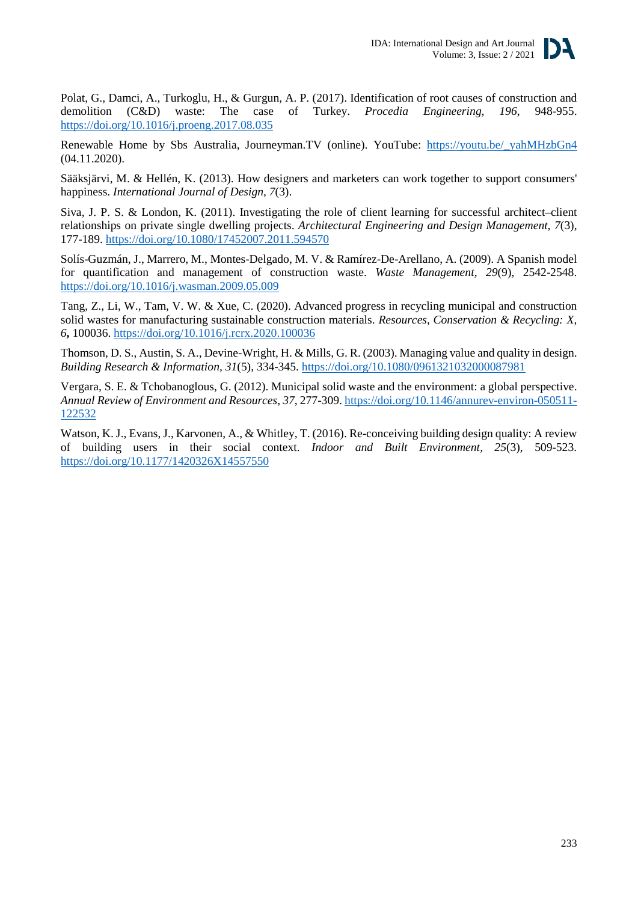Polat, G., Damci, A., Turkoglu, H., & Gurgun, A. P. (2017). Identification of root causes of construction and demolition (C&D) waste: The case of Turkey. *Procedia Engineering, 196*, 948-955. https://doi.org/10.1016/j.proeng.2017.08.035

Renewable Home by Sbs Australia, Journeyman.TV (online). YouTube: https://youtu.be/_yahMHzbGn4 (04.11.2020).

Sääksjärvi, M. & Hellén, K. (2013). How designers and marketers can work together to support consumers' happiness. *International Journal of Design, 7*(3).

Siva, J. P. S. & London, K. (2011). Investigating the role of client learning for successful architect–client relationships on private single dwelling projects. *Architectural Engineering and Design Management, 7*(3), 177-189. https://doi.org/10.1080/17452007.2011.594570

Solís-Guzmán, J., Marrero, M., Montes-Delgado, M. V. & Ramírez-De-Arellano, A. (2009). A Spanish model for quantification and management of construction waste. *Waste Management, 29*(9), 2542-2548. https://doi.org/10.1016/j.wasman.2009.05.009

Tang, Z., Li, W., Tam, V. W. & Xue, C. (2020). Advanced progress in recycling municipal and construction solid wastes for manufacturing sustainable construction materials. *Resources, Conservation & Recycling: X, 6***,** 100036. https://doi.org/10.1016/j.rcrx.2020.100036

Thomson, D. S., Austin, S. A., Devine-Wright, H. & Mills, G. R. (2003). Managing value and quality in design. *Building Research & Information, 31*(5), 334-345. https://doi.org/10.1080/0961321032000087981

Vergara, S. E. & Tchobanoglous, G. (2012). Municipal solid waste and the environment: a global perspective. *Annual Review of Environment and Resources, 37*, 277-309. https://doi.org/10.1146/annurev-environ-050511-122532

Watson, K. J., Evans, J., Karvonen, A., & Whitley, T. (2016). Re-conceiving building design quality: A review of building users in their social context. *Indoor and Built Environment, 25*(3), 509-523. https://doi.org/10.1177/1420326X14557550